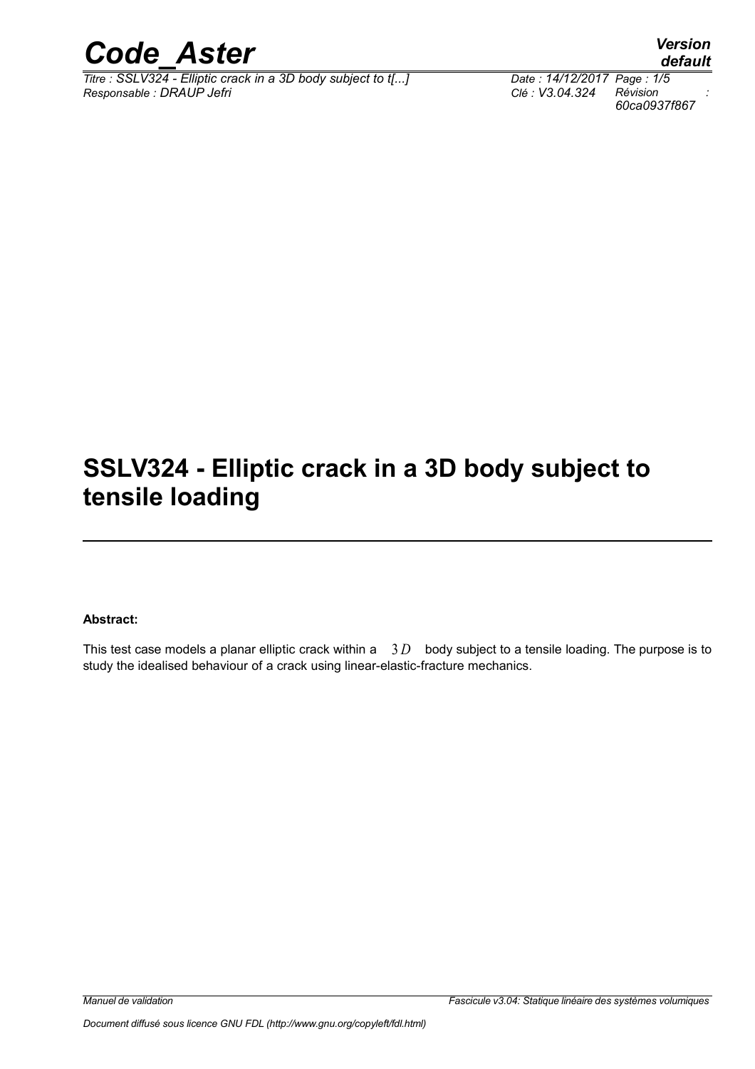# SSLV324 - Elliptic crack in a 3D body subject to tensile loading

**Abstract:**

This test case models a planar elliptic crack within a $3D$ body subject to a tensile loading. The purpose is to study the idealised behaviour of a crack using linear-elastic-fracture mechanics.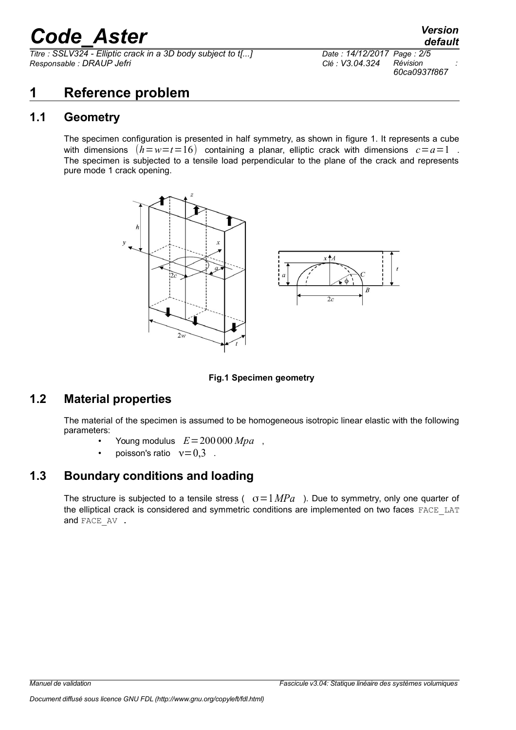# 1 Reference problem

## 1.1 Geometry

The specimen configuration is presented in half symmetry, as shown in figure 1. It represents a cube with dimensions $(h=w=t=16)$ containing a planar, elliptic crack with dimensions $c=a=1$. The specimen is subjected to a tensile load perpendicular to the plane of the crack and represents pure mode 1 crack opening.

**Fig.1 Specimen geometry**

## 1.2 Material properties

The material of the specimen is assumed to be homogeneous isotropic linear elastic with the following parameters:

- Young modulus $E=200\,000\,Mpa$,
- poisson's ratio $\nu=0{,}3$.

## 1.3 Boundary conditions and loading

The structure is subjected to a tensile stress ( $\sigma=1\,MPa$ ). Due to symmetry, only one quarter of the elliptical crack is considered and symmetric conditions are implemented on two faces FACE_LAT and FACE_AV .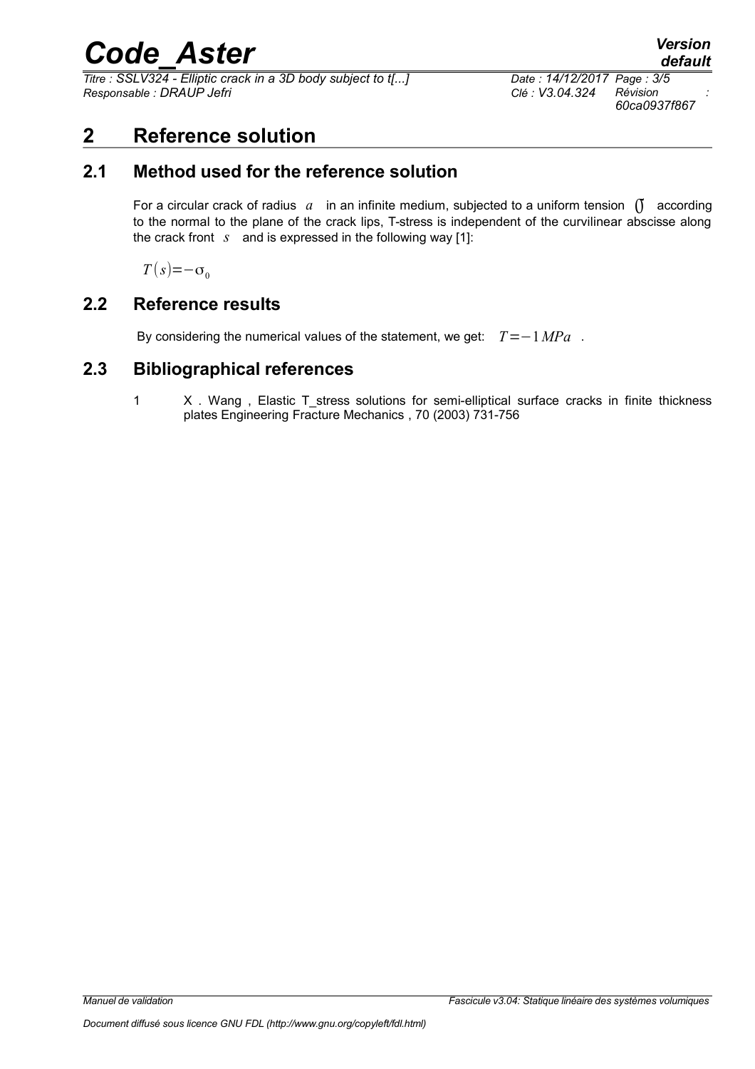# 2 Reference solution

## 2.1 Method used for the reference solution

For a circular crack of radius $a$ in an infinite medium, subjected to a uniform tension $\sigma$ according to the normal to the plane of the crack lips, T-stress is independent of the curvilinear abscisse along the crack front $s$ and is expressed in the following way [1]:

$$T(s) = -\sigma_0$$

## 2.2 Reference results

By considering the numerical values of the statement, we get: $T = -1\,MPa$ .

## 2.3 Bibliographical references

1. X . Wang , Elastic T_stress solutions for semi-elliptical surface cracks in finite thickness plates Engineering Fracture Mechanics , 70 (2003) 731-756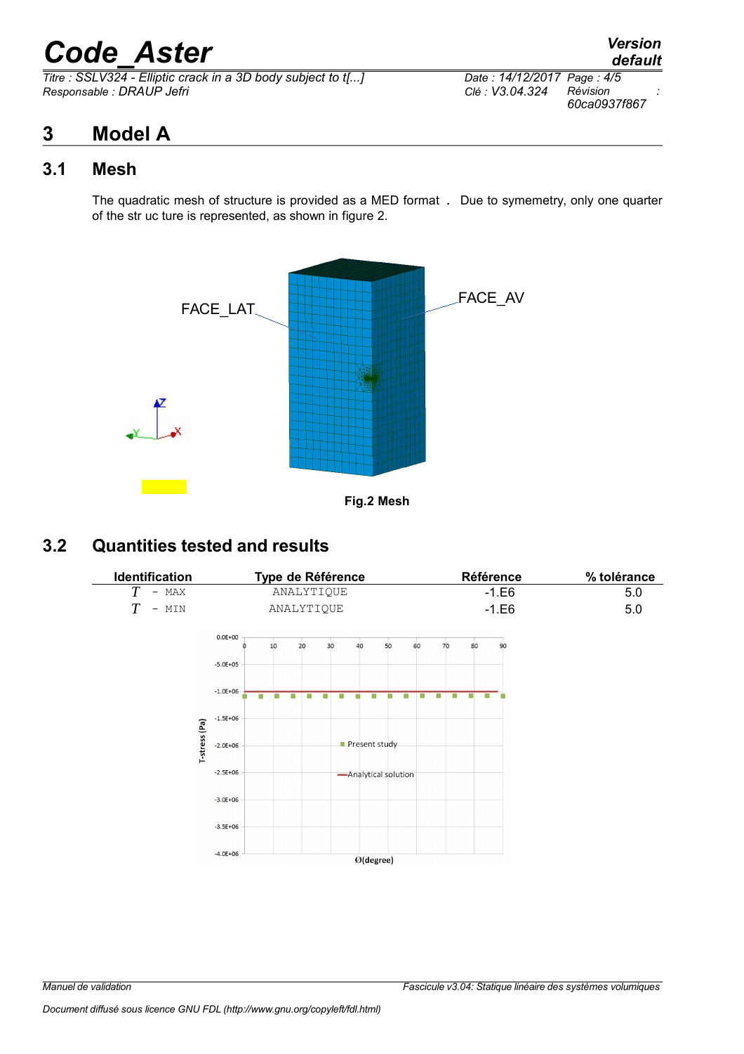# 3 Model A

## 3.1 Mesh

The quadratic mesh of structure is provided as a MED format . Due to symemetry, only one quarter of the str uc ture is represented, as shown in figure 2.

FACE_LAT

FACE_AV

Fig.2 Mesh

## 3.2 Quantities tested and results

| Identification | Type de Référence | Référence | % tolérance |
|---|---|---|---|
| $T$ - MAX | ANALYTIQUE | -1.E6 | 5.0 |
| $T$ - MIN | ANALYTIQUE | -1.E6 | 5.0 |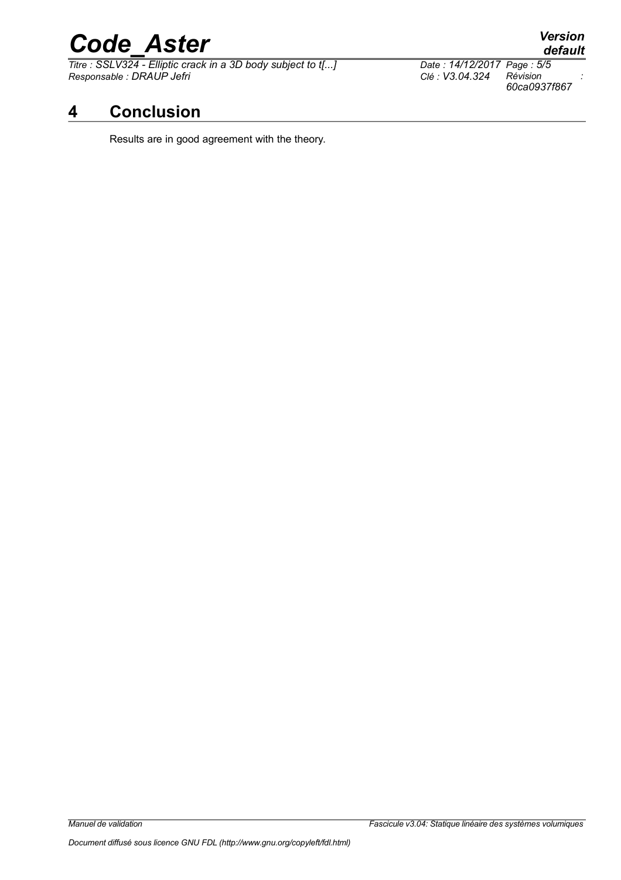# 4 Conclusion

Results are in good agreement with the theory.